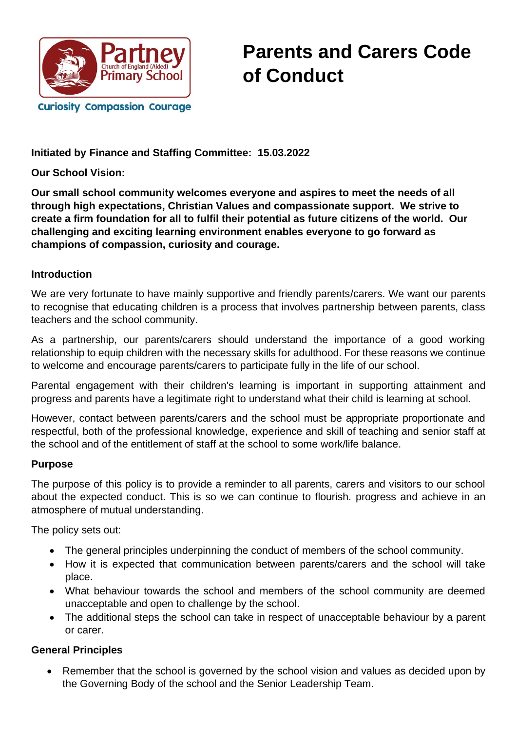Partney Church of England (Aided) Primary School

Curiosity Compassion Courage

# Parents and Carers Code of Conduct

**Initiated by Finance and Staffing Committee: 15.03.2022**

**Our School Vision:**

**Our small school community welcomes everyone and aspires to meet the needs of all through high expectations, Christian Values and compassionate support. We strive to create a firm foundation for all to fulfil their potential as future citizens of the world. Our challenging and exciting learning environment enables everyone to go forward as champions of compassion, curiosity and courage.**

## Introduction

We are very fortunate to have mainly supportive and friendly parents/carers. We want our parents to recognise that educating children is a process that involves partnership between parents, class teachers and the school community.

As a partnership, our parents/carers should understand the importance of a good working relationship to equip children with the necessary skills for adulthood. For these reasons we continue to welcome and encourage parents/carers to participate fully in the life of our school.

Parental engagement with their children's learning is important in supporting attainment and progress and parents have a legitimate right to understand what their child is learning at school.

However, contact between parents/carers and the school must be appropriate proportionate and respectful, both of the professional knowledge, experience and skill of teaching and senior staff at the school and of the entitlement of staff at the school to some work/life balance.

## Purpose

The purpose of this policy is to provide a reminder to all parents, carers and visitors to our school about the expected conduct. This is so we can continue to flourish. progress and achieve in an atmosphere of mutual understanding.

The policy sets out:

- The general principles underpinning the conduct of members of the school community.
- How it is expected that communication between parents/carers and the school will take place.
- What behaviour towards the school and members of the school community are deemed unacceptable and open to challenge by the school.
- The additional steps the school can take in respect of unacceptable behaviour by a parent or carer.

## General Principles

- Remember that the school is governed by the school vision and values as decided upon by the Governing Body of the school and the Senior Leadership Team.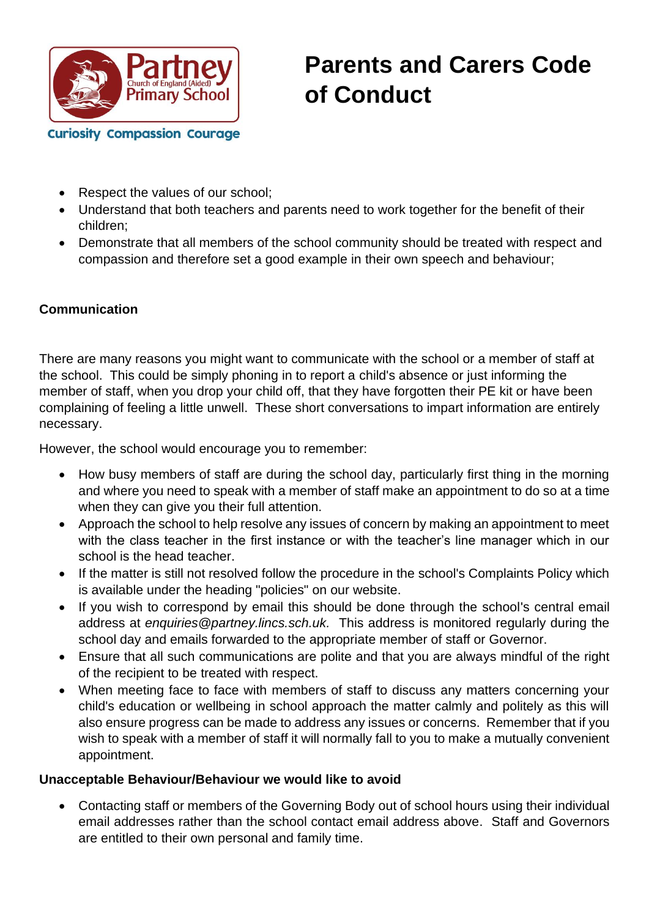# Parents and Carers Code of Conduct

- Respect the values of our school;
- Understand that both teachers and parents need to work together for the benefit of their children;
- Demonstrate that all members of the school community should be treated with respect and compassion and therefore set a good example in their own speech and behaviour;

**Communication**

There are many reasons you might want to communicate with the school or a member of staff at the school. This could be simply phoning in to report a child's absence or just informing the member of staff, when you drop your child off, that they have forgotten their PE kit or have been complaining of feeling a little unwell. These short conversations to impart information are entirely necessary.

However, the school would encourage you to remember:

- How busy members of staff are during the school day, particularly first thing in the morning and where you need to speak with a member of staff make an appointment to do so at a time when they can give you their full attention.
- Approach the school to help resolve any issues of concern by making an appointment to meet with the class teacher in the first instance or with the teacher's line manager which in our school is the head teacher.
- If the matter is still not resolved follow the procedure in the school's Complaints Policy which is available under the heading "policies" on our website.
- If you wish to correspond by email this should be done through the school's central email address at *enquiries@partney.lincs.sch.uk.* This address is monitored regularly during the school day and emails forwarded to the appropriate member of staff or Governor.
- Ensure that all such communications are polite and that you are always mindful of the right of the recipient to be treated with respect.
- When meeting face to face with members of staff to discuss any matters concerning your child's education or wellbeing in school approach the matter calmly and politely as this will also ensure progress can be made to address any issues or concerns. Remember that if you wish to speak with a member of staff it will normally fall to you to make a mutually convenient appointment.

**Unacceptable Behaviour/Behaviour we would like to avoid**

- Contacting staff or members of the Governing Body out of school hours using their individual email addresses rather than the school contact email address above. Staff and Governors are entitled to their own personal and family time.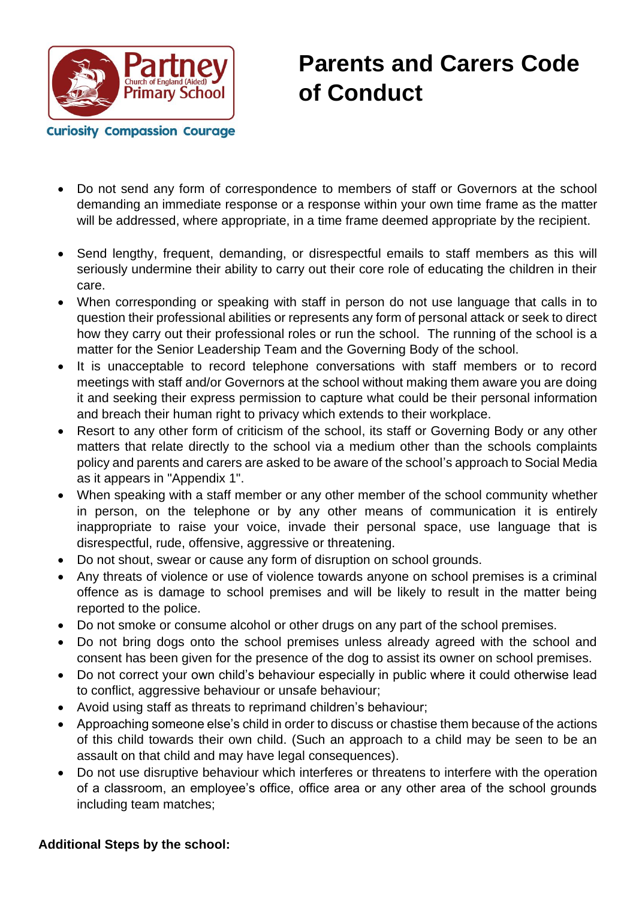# Parents and Carers Code of Conduct

Partney Church of England (Aided) Primary School

Curiosity Compassion Courage

- Do not send any form of correspondence to members of staff or Governors at the school demanding an immediate response or a response within your own time frame as the matter will be addressed, where appropriate, in a time frame deemed appropriate by the recipient.
- Send lengthy, frequent, demanding, or disrespectful emails to staff members as this will seriously undermine their ability to carry out their core role of educating the children in their care.
- When corresponding or speaking with staff in person do not use language that calls in to question their professional abilities or represents any form of personal attack or seek to direct how they carry out their professional roles or run the school. The running of the school is a matter for the Senior Leadership Team and the Governing Body of the school.
- It is unacceptable to record telephone conversations with staff members or to record meetings with staff and/or Governors at the school without making them aware you are doing it and seeking their express permission to capture what could be their personal information and breach their human right to privacy which extends to their workplace.
- Resort to any other form of criticism of the school, its staff or Governing Body or any other matters that relate directly to the school via a medium other than the schools complaints policy and parents and carers are asked to be aware of the school's approach to Social Media as it appears in "Appendix 1".
- When speaking with a staff member or any other member of the school community whether in person, on the telephone or by any other means of communication it is entirely inappropriate to raise your voice, invade their personal space, use language that is disrespectful, rude, offensive, aggressive or threatening.
- Do not shout, swear or cause any form of disruption on school grounds.
- Any threats of violence or use of violence towards anyone on school premises is a criminal offence as is damage to school premises and will be likely to result in the matter being reported to the police.
- Do not smoke or consume alcohol or other drugs on any part of the school premises.
- Do not bring dogs onto the school premises unless already agreed with the school and consent has been given for the presence of the dog to assist its owner on school premises.
- Do not correct your own child's behaviour especially in public where it could otherwise lead to conflict, aggressive behaviour or unsafe behaviour;
- Avoid using staff as threats to reprimand children's behaviour;
- Approaching someone else's child in order to discuss or chastise them because of the actions of this child towards their own child. (Such an approach to a child may be seen to be an assault on that child and may have legal consequences).
- Do not use disruptive behaviour which interferes or threatens to interfere with the operation of a classroom, an employee's office, office area or any other area of the school grounds including team matches;

**Additional Steps by the school:**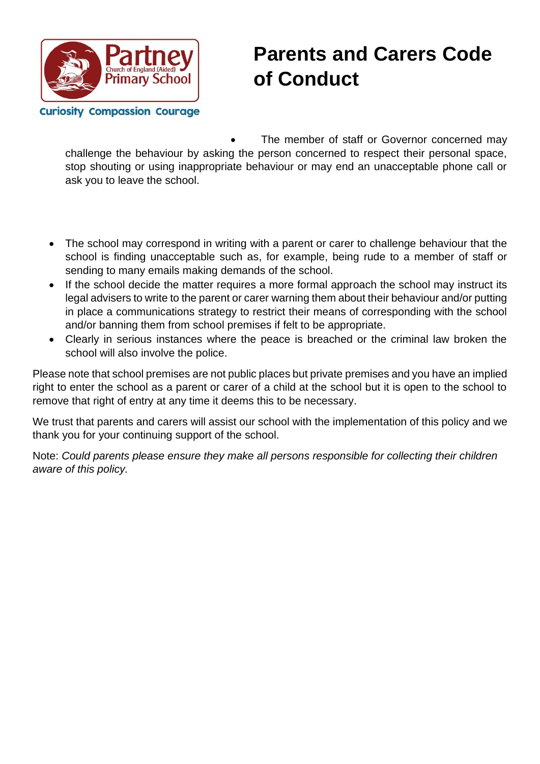- The member of staff or Governor concerned may challenge the behaviour by asking the person concerned to respect their personal space, stop shouting or using inappropriate behaviour or may end an unacceptable phone call or ask you to leave the school.

- The school may correspond in writing with a parent or carer to challenge behaviour that the school is finding unacceptable such as, for example, being rude to a member of staff or sending to many emails making demands of the school.
- If the school decide the matter requires a more formal approach the school may instruct its legal advisers to write to the parent or carer warning them about their behaviour and/or putting in place a communications strategy to restrict their means of corresponding with the school and/or banning them from school premises if felt to be appropriate.
- Clearly in serious instances where the peace is breached or the criminal law broken the school will also involve the police.

Please note that school premises are not public places but private premises and you have an implied right to enter the school as a parent or carer of a child at the school but it is open to the school to remove that right of entry at any time it deems this to be necessary.

We trust that parents and carers will assist our school with the implementation of this policy and we thank you for your continuing support of the school.

Note: *Could parents please ensure they make all persons responsible for collecting their children aware of this policy.*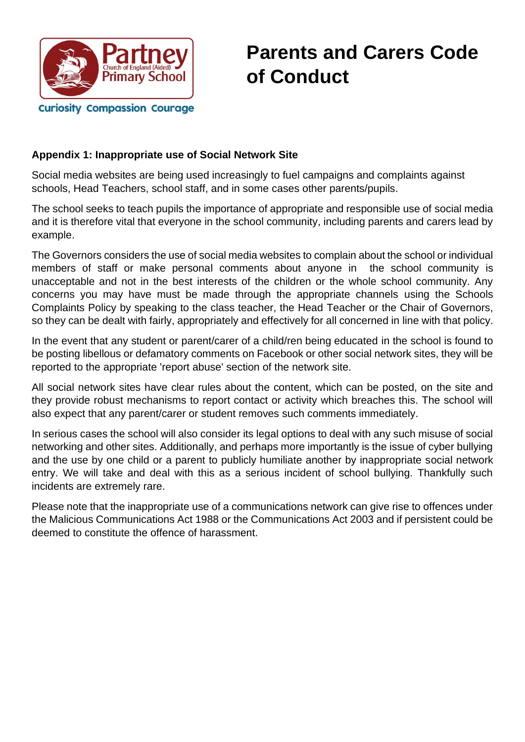Partney Church of England (Aided) Primary School

Curiosity Compassion Courage

# Parents and Carers Code of Conduct

**Appendix 1: Inappropriate use of Social Network Site**

Social media websites are being used increasingly to fuel campaigns and complaints against schools, Head Teachers, school staff, and in some cases other parents/pupils.

The school seeks to teach pupils the importance of appropriate and responsible use of social media and it is therefore vital that everyone in the school community, including parents and carers lead by example.

The Governors considers the use of social media websites to complain about the school or individual members of staff or make personal comments about anyone in the school community is unacceptable and not in the best interests of the children or the whole school community. Any concerns you may have must be made through the appropriate channels using the Schools Complaints Policy by speaking to the class teacher, the Head Teacher or the Chair of Governors, so they can be dealt with fairly, appropriately and effectively for all concerned in line with that policy.

In the event that any student or parent/carer of a child/ren being educated in the school is found to be posting libellous or defamatory comments on Facebook or other social network sites, they will be reported to the appropriate 'report abuse' section of the network site.

All social network sites have clear rules about the content, which can be posted, on the site and they provide robust mechanisms to report contact or activity which breaches this. The school will also expect that any parent/carer or student removes such comments immediately.

In serious cases the school will also consider its legal options to deal with any such misuse of social networking and other sites. Additionally, and perhaps more importantly is the issue of cyber bullying and the use by one child or a parent to publicly humiliate another by inappropriate social network entry. We will take and deal with this as a serious incident of school bullying. Thankfully such incidents are extremely rare.

Please note that the inappropriate use of a communications network can give rise to offences under the Malicious Communications Act 1988 or the Communications Act 2003 and if persistent could be deemed to constitute the offence of harassment.